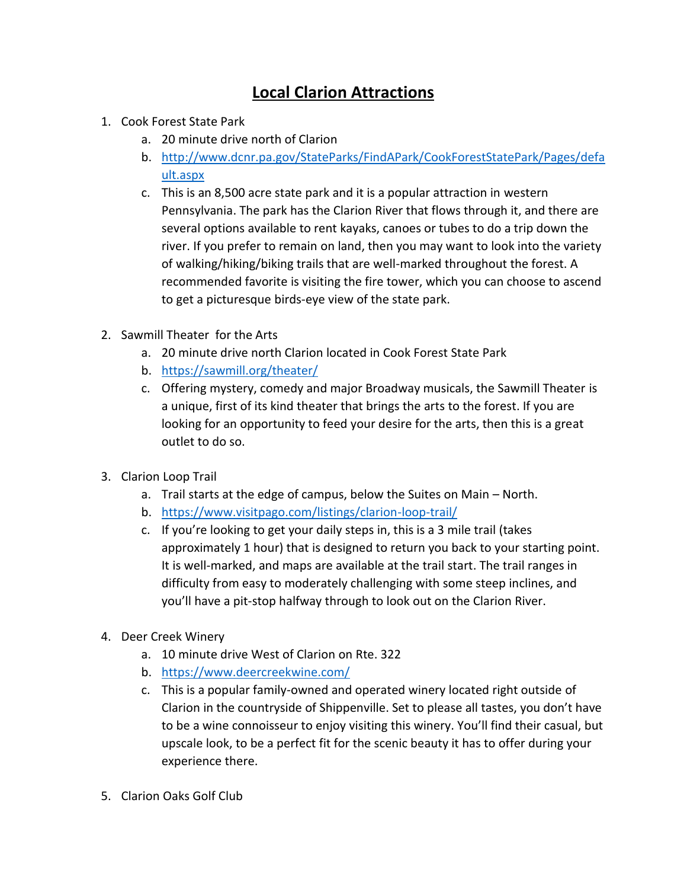# Local Clarion Attractions

1. Cook Forest State Park
    a. 20 minute drive north of Clarion
    b. http://www.dcnr.pa.gov/StateParks/FindAPark/CookForestStatePark/Pages/default.aspx
    c. This is an 8,500 acre state park and it is a popular attraction in western Pennsylvania. The park has the Clarion River that flows through it, and there are several options available to rent kayaks, canoes or tubes to do a trip down the river. If you prefer to remain on land, then you may want to look into the variety of walking/hiking/biking trails that are well-marked throughout the forest. A recommended favorite is visiting the fire tower, which you can choose to ascend to get a picturesque birds-eye view of the state park.

2. Sawmill Theater for the Arts
    a. 20 minute drive north Clarion located in Cook Forest State Park
    b. https://sawmill.org/theater/
    c. Offering mystery, comedy and major Broadway musicals, the Sawmill Theater is a unique, first of its kind theater that brings the arts to the forest. If you are looking for an opportunity to feed your desire for the arts, then this is a great outlet to do so.

3. Clarion Loop Trail
    a. Trail starts at the edge of campus, below the Suites on Main – North.
    b. https://www.visitpago.com/listings/clarion-loop-trail/
    c. If you're looking to get your daily steps in, this is a 3 mile trail (takes approximately 1 hour) that is designed to return you back to your starting point. It is well-marked, and maps are available at the trail start. The trail ranges in difficulty from easy to moderately challenging with some steep inclines, and you'll have a pit-stop halfway through to look out on the Clarion River.

4. Deer Creek Winery
    a. 10 minute drive West of Clarion on Rte. 322
    b. https://www.deercreekwine.com/
    c. This is a popular family-owned and operated winery located right outside of Clarion in the countryside of Shippenville. Set to please all tastes, you don't have to be a wine connoisseur to enjoy visiting this winery. You'll find their casual, but upscale look, to be a perfect fit for the scenic beauty it has to offer during your experience there.

5. Clarion Oaks Golf Club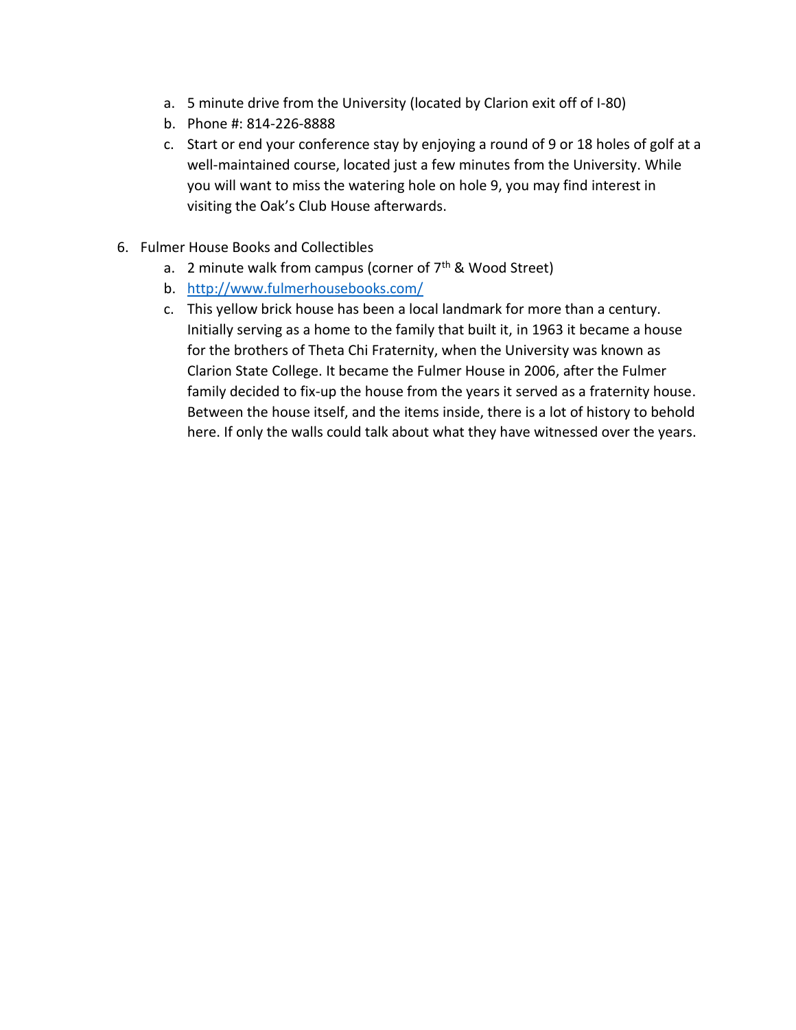a. 5 minute drive from the University (located by Clarion exit off of I-80)
   b. Phone #: 814-226-8888
   c. Start or end your conference stay by enjoying a round of 9 or 18 holes of golf at a well-maintained course, located just a few minutes from the University. While you will want to miss the watering hole on hole 9, you may find interest in visiting the Oak's Club House afterwards.

6. Fulmer House Books and Collectibles
   a. 2 minute walk from campus (corner of 7th & Wood Street)
   b. [http://www.fulmerhousebooks.com/](http://www.fulmerhousebooks.com/)
   c. This yellow brick house has been a local landmark for more than a century. Initially serving as a home to the family that built it, in 1963 it became a house for the brothers of Theta Chi Fraternity, when the University was known as Clarion State College. It became the Fulmer House in 2006, after the Fulmer family decided to fix-up the house from the years it served as a fraternity house. Between the house itself, and the items inside, there is a lot of history to behold here. If only the walls could talk about what they have witnessed over the years.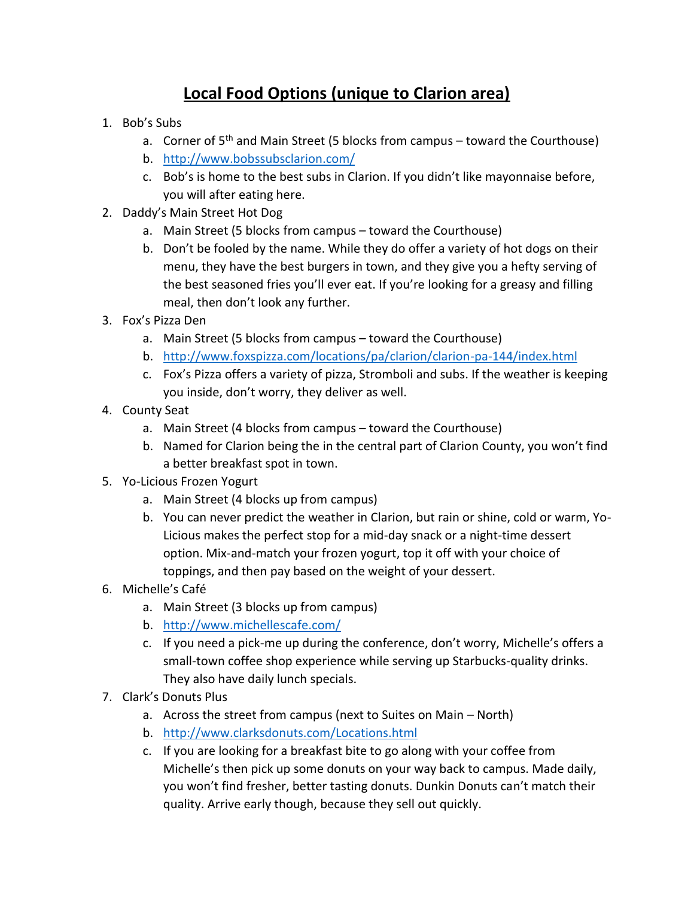# Local Food Options (unique to Clarion area)

1. Bob's Subs
   a. Corner of 5th and Main Street (5 blocks from campus – toward the Courthouse)
   b. http://www.bobssubsclarion.com/
   c. Bob's is home to the best subs in Clarion. If you didn't like mayonnaise before, you will after eating here.
2. Daddy's Main Street Hot Dog
   a. Main Street (5 blocks from campus – toward the Courthouse)
   b. Don't be fooled by the name. While they do offer a variety of hot dogs on their menu, they have the best burgers in town, and they give you a hefty serving of the best seasoned fries you'll ever eat. If you're looking for a greasy and filling meal, then don't look any further.
3. Fox's Pizza Den
   a. Main Street (5 blocks from campus – toward the Courthouse)
   b. http://www.foxspizza.com/locations/pa/clarion/clarion-pa-144/index.html
   c. Fox's Pizza offers a variety of pizza, Stromboli and subs. If the weather is keeping you inside, don't worry, they deliver as well.
4. County Seat
   a. Main Street (4 blocks from campus – toward the Courthouse)
   b. Named for Clarion being the in the central part of Clarion County, you won't find a better breakfast spot in town.
5. Yo-Licious Frozen Yogurt
   a. Main Street (4 blocks up from campus)
   b. You can never predict the weather in Clarion, but rain or shine, cold or warm, Yo-Licious makes the perfect stop for a mid-day snack or a night-time dessert option. Mix-and-match your frozen yogurt, top it off with your choice of toppings, and then pay based on the weight of your dessert.
6. Michelle's Café
   a. Main Street (3 blocks up from campus)
   b. http://www.michellescafe.com/
   c. If you need a pick-me up during the conference, don't worry, Michelle's offers a small-town coffee shop experience while serving up Starbucks-quality drinks. They also have daily lunch specials.
7. Clark's Donuts Plus
   a. Across the street from campus (next to Suites on Main – North)
   b. http://www.clarksdonuts.com/Locations.html
   c. If you are looking for a breakfast bite to go along with your coffee from Michelle's then pick up some donuts on your way back to campus. Made daily, you won't find fresher, better tasting donuts. Dunkin Donuts can't match their quality. Arrive early though, because they sell out quickly.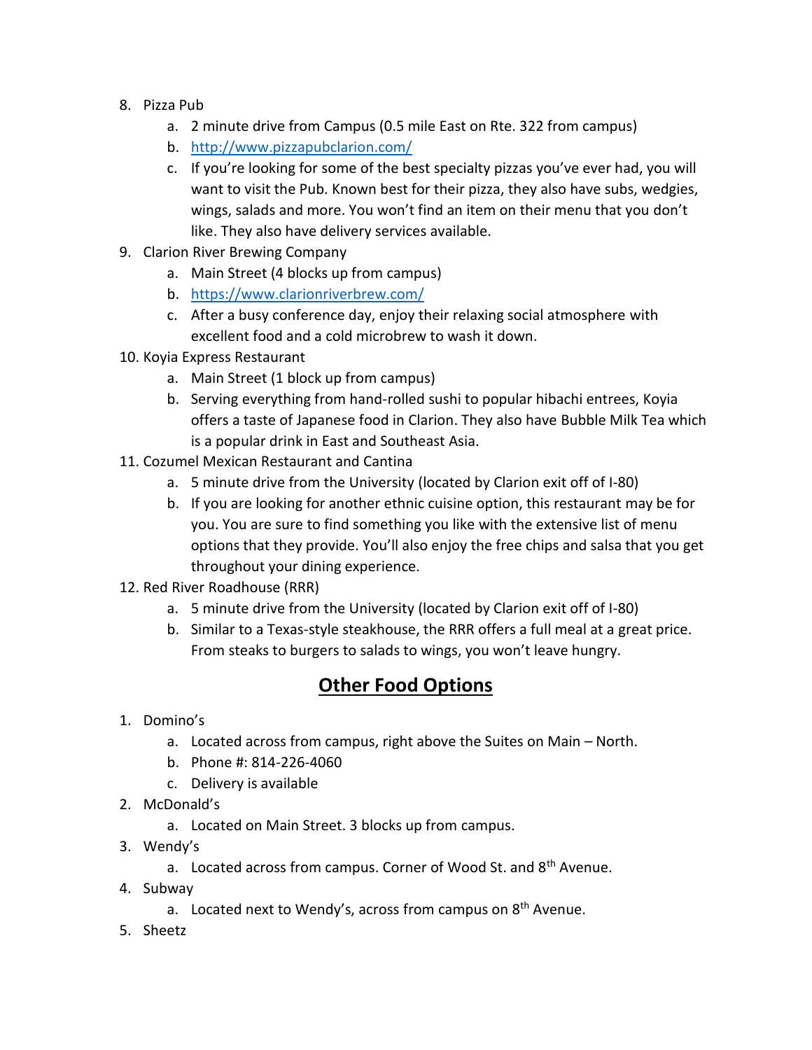8. Pizza Pub
    a. 2 minute drive from Campus (0.5 mile East on Rte. 322 from campus)
    b. http://www.pizzapubclarion.com/
    c. If you're looking for some of the best specialty pizzas you've ever had, you will want to visit the Pub. Known best for their pizza, they also have subs, wedgies, wings, salads and more. You won't find an item on their menu that you don't like. They also have delivery services available.
9. Clarion River Brewing Company
    a. Main Street (4 blocks up from campus)
    b. https://www.clarionriverbrew.com/
    c. After a busy conference day, enjoy their relaxing social atmosphere with excellent food and a cold microbrew to wash it down.
10. Koyia Express Restaurant
    a. Main Street (1 block up from campus)
    b. Serving everything from hand-rolled sushi to popular hibachi entrees, Koyia offers a taste of Japanese food in Clarion. They also have Bubble Milk Tea which is a popular drink in East and Southeast Asia.
11. Cozumel Mexican Restaurant and Cantina
    a. 5 minute drive from the University (located by Clarion exit off of I-80)
    b. If you are looking for another ethnic cuisine option, this restaurant may be for you. You are sure to find something you like with the extensive list of menu options that they provide. You'll also enjoy the free chips and salsa that you get throughout your dining experience.
12. Red River Roadhouse (RRR)
    a. 5 minute drive from the University (located by Clarion exit off of I-80)
    b. Similar to a Texas-style steakhouse, the RRR offers a full meal at a great price. From steaks to burgers to salads to wings, you won't leave hungry.

## Other Food Options

1. Domino's
    a. Located across from campus, right above the Suites on Main – North.
    b. Phone #: 814-226-4060
    c. Delivery is available
2. McDonald's
    a. Located on Main Street. 3 blocks up from campus.
3. Wendy's
    a. Located across from campus. Corner of Wood St. and 8th Avenue.
4. Subway
    a. Located next to Wendy's, across from campus on 8th Avenue.
5. Sheetz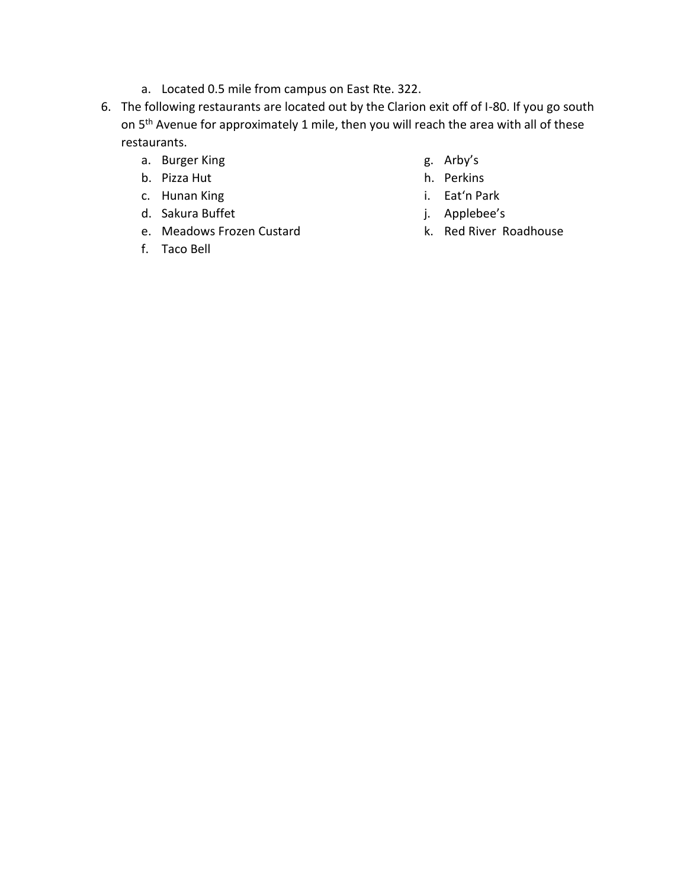a. Located 0.5 mile from campus on East Rte. 322.

6. The following restaurants are located out by the Clarion exit off of I-80. If you go south on 5th Avenue for approximately 1 mile, then you will reach the area with all of these restaurants.
   a. Burger King
   b. Pizza Hut
   c. Hunan King
   d. Sakura Buffet
   e. Meadows Frozen Custard
   f. Taco Bell
   g. Arby's
   h. Perkins
   i. Eat'n Park
   j. Applebee's
   k. Red River Roadhouse